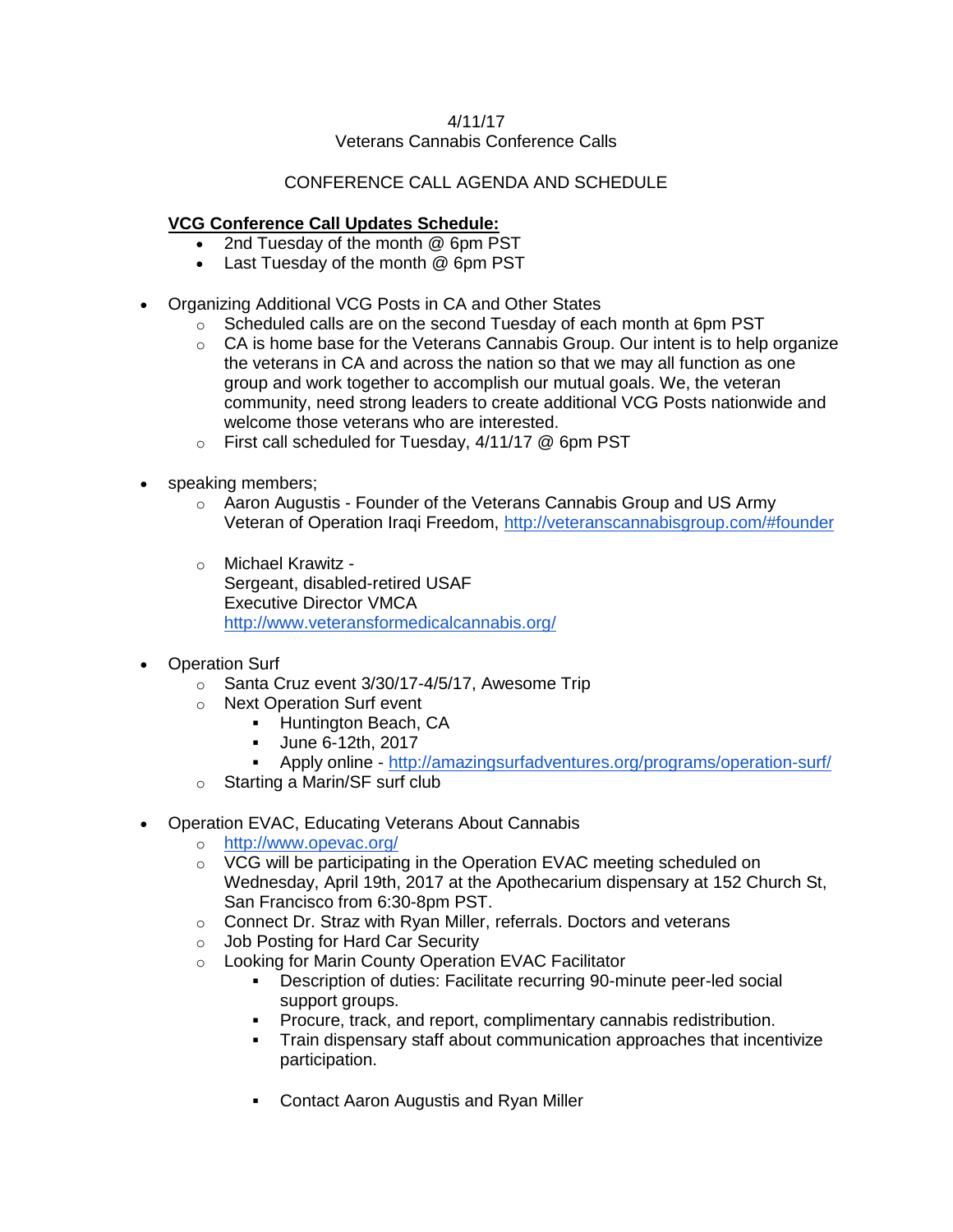4/11/17
Veterans Cannabis Conference Calls

CONFERENCE CALL AGENDA AND SCHEDULE

**VCG Conference Call Updates Schedule:**

- 2nd Tuesday of the month @ 6pm PST
- Last Tuesday of the month @ 6pm PST

- Organizing Additional VCG Posts in CA and Other States
    - Scheduled calls are on the second Tuesday of each month at 6pm PST
    - CA is home base for the Veterans Cannabis Group. Our intent is to help organize the veterans in CA and across the nation so that we may all function as one group and work together to accomplish our mutual goals. We, the veteran community, need strong leaders to create additional VCG Posts nationwide and welcome those veterans who are interested.
    - First call scheduled for Tuesday, 4/11/17 @ 6pm PST

- speaking members;
    - Aaron Augustis - Founder of the Veterans Cannabis Group and US Army Veteran of Operation Iraqi Freedom, http://veteranscannabisgroup.com/#founder
    - Michael Krawitz -
      Sergeant, disabled-retired USAF
      Executive Director VMCA
      http://www.veteransformedicalcannabis.org/

- Operation Surf
    - Santa Cruz event 3/30/17-4/5/17, Awesome Trip
    - Next Operation Surf event
        - Huntington Beach, CA
        - June 6-12th, 2017
        - Apply online - http://amazingsurfadventures.org/programs/operation-surf/
    - Starting a Marin/SF surf club

- Operation EVAC, Educating Veterans About Cannabis
    - http://www.opevac.org/
    - VCG will be participating in the Operation EVAC meeting scheduled on Wednesday, April 19th, 2017 at the Apothecarium dispensary at 152 Church St, San Francisco from 6:30-8pm PST.
    - Connect Dr. Straz with Ryan Miller, referrals. Doctors and veterans
    - Job Posting for Hard Car Security
    - Looking for Marin County Operation EVAC Facilitator
        - Description of duties: Facilitate recurring 90-minute peer-led social support groups.
        - Procure, track, and report, complimentary cannabis redistribution.
        - Train dispensary staff about communication approaches that incentivize participation.
        - Contact Aaron Augustis and Ryan Miller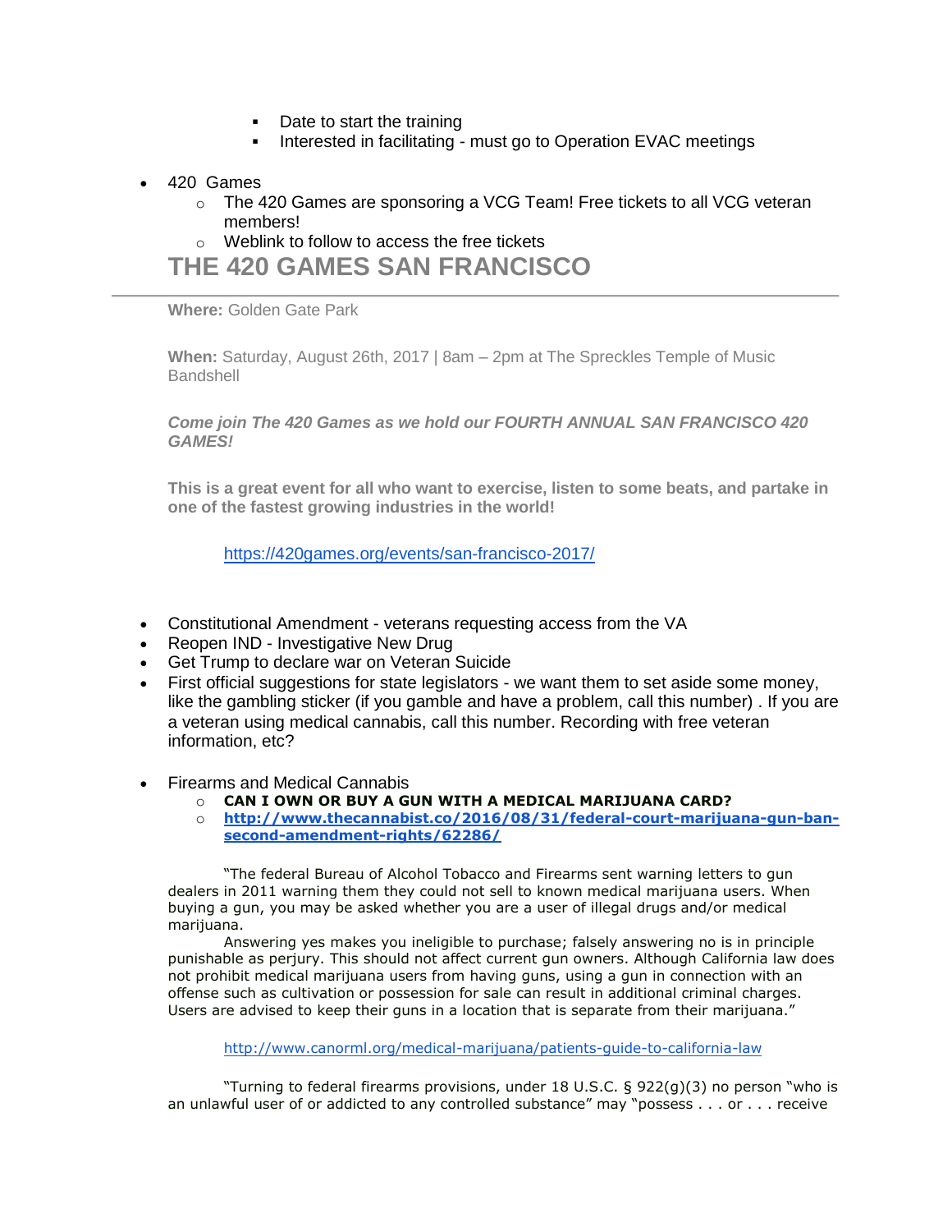- Date to start the training
        - Interested in facilitating - must go to Operation EVAC meetings

- 420 Games
    - The 420 Games are sponsoring a VCG Team! Free tickets to all VCG veteran members!
    - Weblink to follow to access the free tickets

## THE 420 GAMES SAN FRANCISCO

---

**Where:** Golden Gate Park

**When:** Saturday, August 26th, 2017 | 8am – 2pm at The Spreckles Temple of Music Bandshell

***Come join The 420 Games as we hold our FOURTH ANNUAL SAN FRANCISCO 420 GAMES!***

**This is a great event for all who want to exercise, listen to some beats, and partake in one of the fastest growing industries in the world!**

https://420games.org/events/san-francisco-2017/

- Constitutional Amendment - veterans requesting access from the VA
- Reopen IND - Investigative New Drug
- Get Trump to declare war on Veteran Suicide
- First official suggestions for state legislators - we want them to set aside some money, like the gambling sticker (if you gamble and have a problem, call this number) . If you are a veteran using medical cannabis, call this number. Recording with free veteran information, etc?

- Firearms and Medical Cannabis
    - **CAN I OWN OR BUY A GUN WITH A MEDICAL MARIJUANA CARD?**
    - **http://www.thecannabist.co/2016/08/31/federal-court-marijuana-gun-ban-second-amendment-rights/62286/**

"The federal Bureau of Alcohol Tobacco and Firearms sent warning letters to gun dealers in 2011 warning them they could not sell to known medical marijuana users. When buying a gun, you may be asked whether you are a user of illegal drugs and/or medical marijuana.

Answering yes makes you ineligible to purchase; falsely answering no is in principle punishable as perjury. This should not affect current gun owners. Although California law does not prohibit medical marijuana users from having guns, using a gun in connection with an offense such as cultivation or possession for sale can result in additional criminal charges. Users are advised to keep their guns in a location that is separate from their marijuana."

http://www.canorml.org/medical-marijuana/patients-guide-to-california-law

"Turning to federal firearms provisions, under 18 U.S.C. § 922(g)(3) no person "who is an unlawful user of or addicted to any controlled substance" may "possess . . . or . . . receive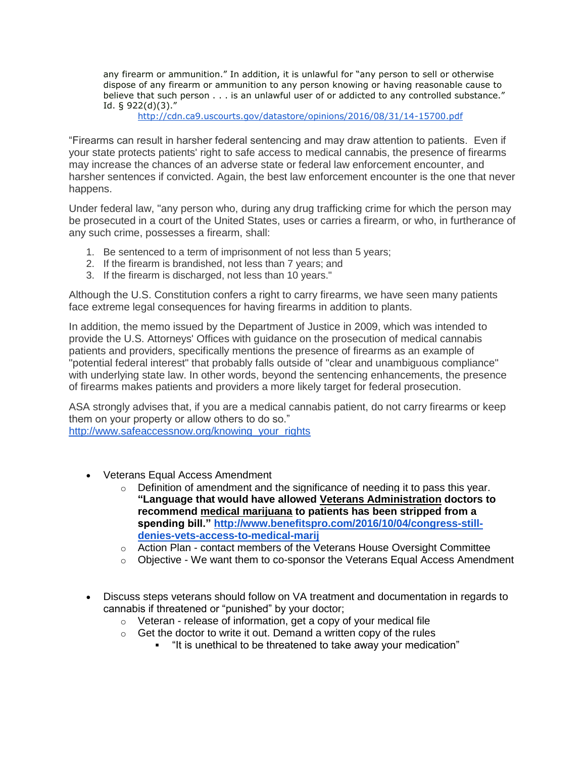> any firearm or ammunition." In addition, it is unlawful for "any person to sell or otherwise dispose of any firearm or ammunition to any person knowing or having reasonable cause to believe that such person . . . is an unlawful user of or addicted to any controlled substance." Id. § 922(d)(3)."
>
> http://cdn.ca9.uscourts.gov/datastore/opinions/2016/08/31/14-15700.pdf

"Firearms can result in harsher federal sentencing and may draw attention to patients. Even if your state protects patients' right to safe access to medical cannabis, the presence of firearms may increase the chances of an adverse state or federal law enforcement encounter, and harsher sentences if convicted. Again, the best law enforcement encounter is the one that never happens.

Under federal law, "any person who, during any drug trafficking crime for which the person may be prosecuted in a court of the United States, uses or carries a firearm, or who, in furtherance of any such crime, possesses a firearm, shall:

1. Be sentenced to a term of imprisonment of not less than 5 years;
2. If the firearm is brandished, not less than 7 years; and
3. If the firearm is discharged, not less than 10 years."

Although the U.S. Constitution confers a right to carry firearms, we have seen many patients face extreme legal consequences for having firearms in addition to plants.

In addition, the memo issued by the Department of Justice in 2009, which was intended to provide the U.S. Attorneys' Offices with guidance on the prosecution of medical cannabis patients and providers, specifically mentions the presence of firearms as an example of "potential federal interest" that probably falls outside of "clear and unambiguous compliance" with underlying state law. In other words, beyond the sentencing enhancements, the presence of firearms makes patients and providers a more likely target for federal prosecution.

ASA strongly advises that, if you are a medical cannabis patient, do not carry firearms or keep them on your property or allow others to do so."
http://www.safeaccessnow.org/knowing_your_rights

- Veterans Equal Access Amendment
  - Definition of amendment and the significance of needing it to pass this year. **"Language that would have allowed Veterans Administration doctors to recommend medical marijuana to patients has been stripped from a spending bill." http://www.benefitspro.com/2016/10/04/congress-still-denies-vets-access-to-medical-marij**
  - Action Plan - contact members of the Veterans House Oversight Committee
  - Objective - We want them to co-sponsor the Veterans Equal Access Amendment

- Discuss steps veterans should follow on VA treatment and documentation in regards to cannabis if threatened or "punished" by your doctor;
  - Veteran - release of information, get a copy of your medical file
  - Get the doctor to write it out. Demand a written copy of the rules
    - "It is unethical to be threatened to take away your medication"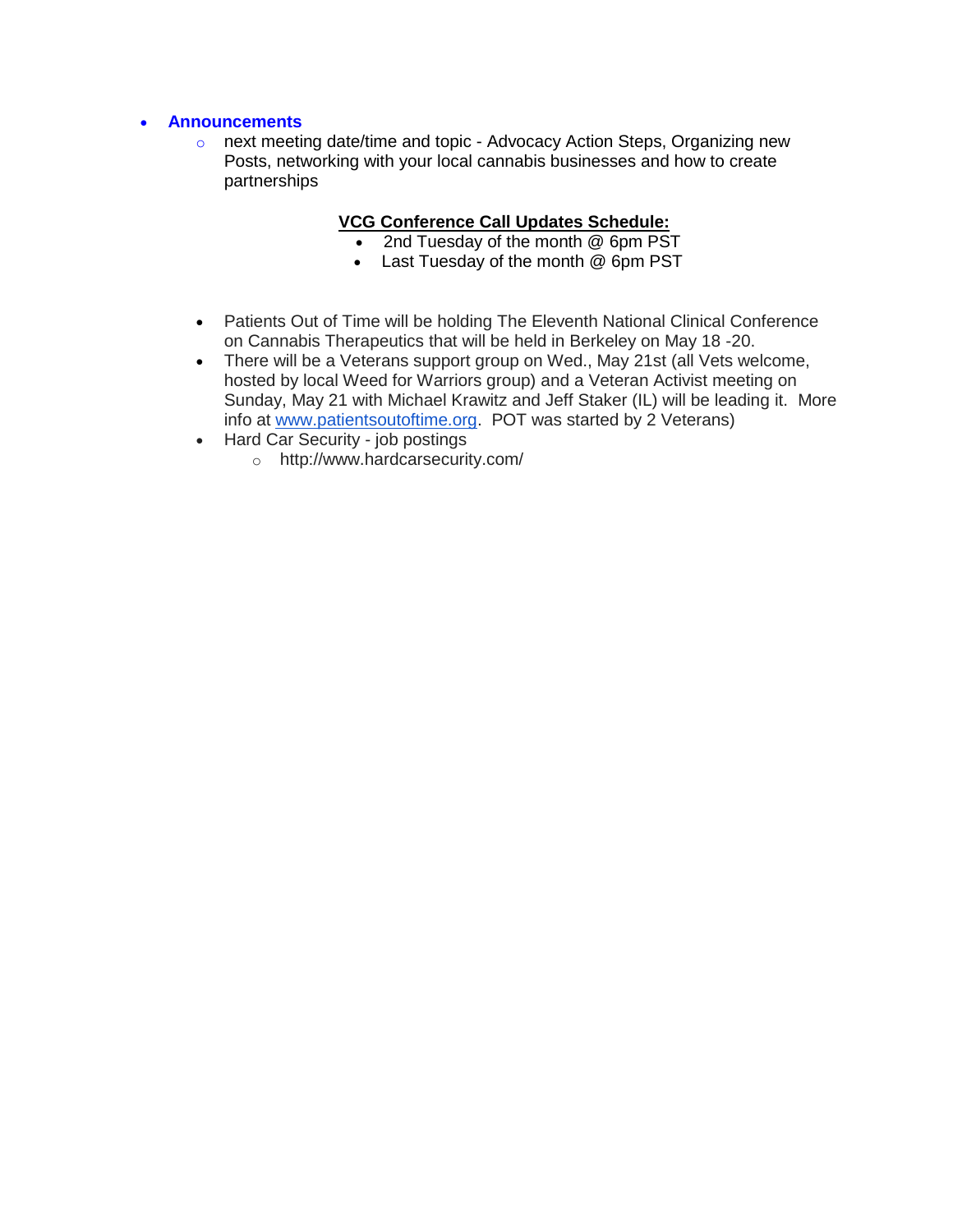- **Announcements**
    - next meeting date/time and topic - Advocacy Action Steps, Organizing new Posts, networking with your local cannabis businesses and how to create partnerships

**<u>VCG Conference Call Updates Schedule:</u>**

- 2nd Tuesday of the month @ 6pm PST
- Last Tuesday of the month @ 6pm PST

- Patients Out of Time will be holding The Eleventh National Clinical Conference on Cannabis Therapeutics that will be held in Berkeley on May 18 -20.
- There will be a Veterans support group on Wed., May 21st (all Vets welcome, hosted by local Weed for Warriors group) and a Veteran Activist meeting on Sunday, May 21 with Michael Krawitz and Jeff Staker (IL) will be leading it. More info at www.patientsoutoftime.org. POT was started by 2 Veterans)
- Hard Car Security - job postings
    - http://www.hardcarsecurity.com/